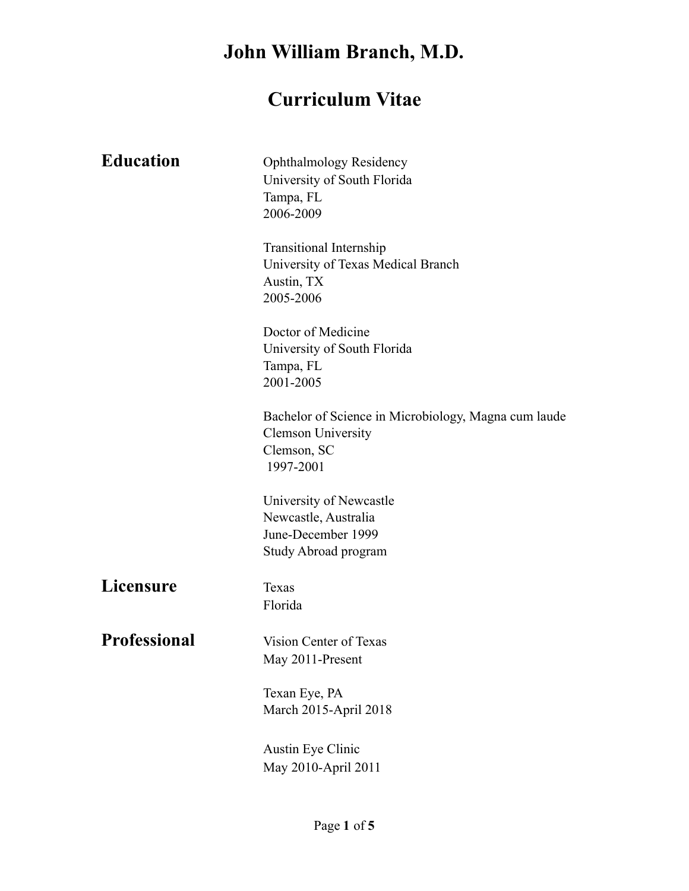# John William Branch, M.D.

# Curriculum Vitae

## Education

Ophthalmology Residency
University of South Florida
Tampa, FL
2006-2009

Transitional Internship
University of Texas Medical Branch
Austin, TX
2005-2006

Doctor of Medicine
University of South Florida
Tampa, FL
2001-2005

Bachelor of Science in Microbiology, Magna cum laude
Clemson University
Clemson, SC
1997-2001

University of Newcastle
Newcastle, Australia
June-December 1999
Study Abroad program

## Licensure

Texas
Florida

## Professional

Vision Center of Texas
May 2011-Present

Texan Eye, PA
March 2015-April 2018

Austin Eye Clinic
May 2010-April 2011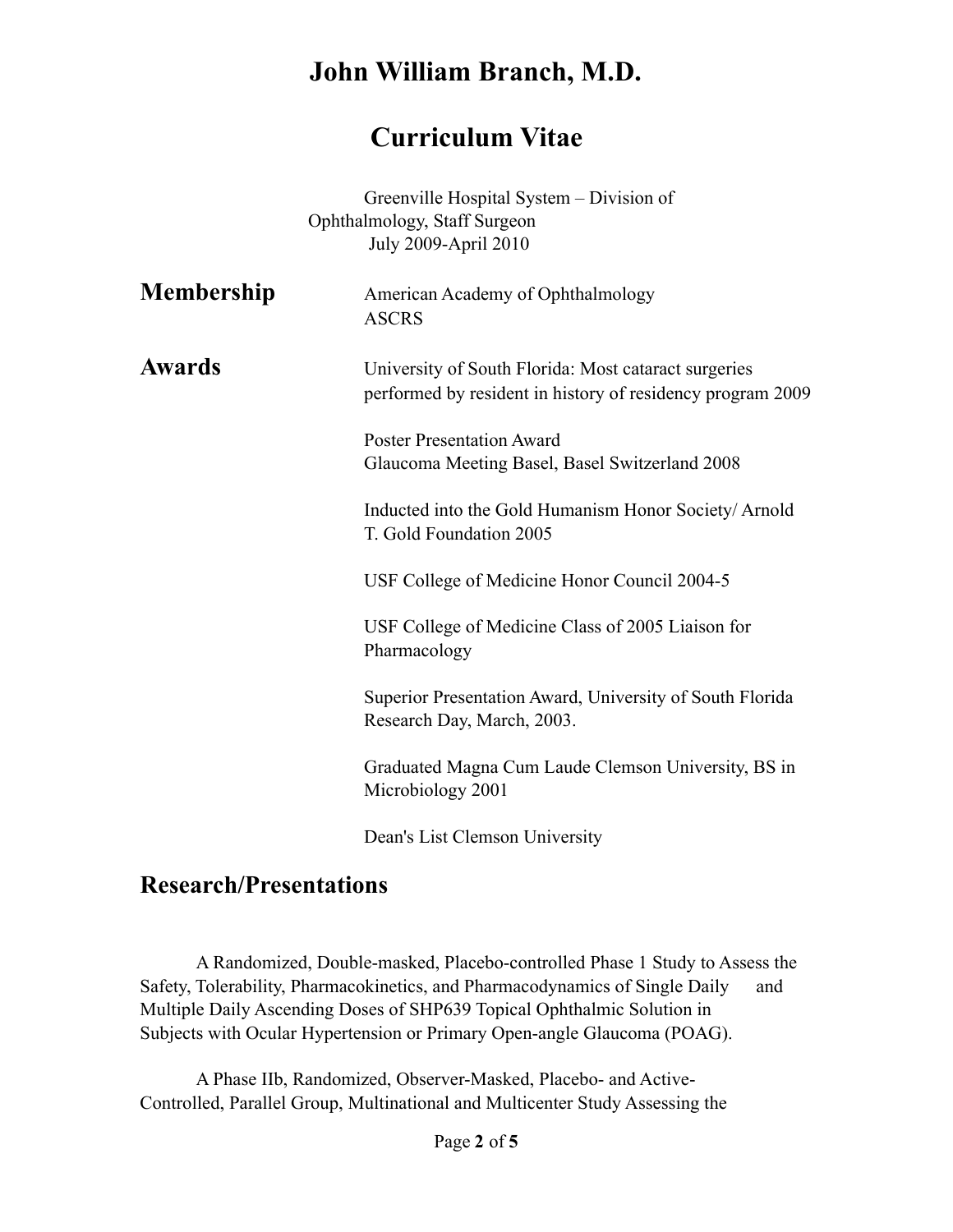# John William Branch, M.D.

# Curriculum Vitae

Greenville Hospital System – Division of Ophthalmology, Staff Surgeon
July 2009-April 2010

## Membership

American Academy of Ophthalmology
ASCRS

## Awards

University of South Florida: Most cataract surgeries performed by resident in history of residency program 2009

Poster Presentation Award
Glaucoma Meeting Basel, Basel Switzerland 2008

Inducted into the Gold Humanism Honor Society/ Arnold T. Gold Foundation 2005

USF College of Medicine Honor Council 2004-5

USF College of Medicine Class of 2005 Liaison for Pharmacology

Superior Presentation Award, University of South Florida Research Day, March, 2003.

Graduated Magna Cum Laude Clemson University, BS in Microbiology 2001

Dean's List Clemson University

## Research/Presentations

A Randomized, Double-masked, Placebo-controlled Phase 1 Study to Assess the Safety, Tolerability, Pharmacokinetics, and Pharmacodynamics of Single Daily and Multiple Daily Ascending Doses of SHP639 Topical Ophthalmic Solution in Subjects with Ocular Hypertension or Primary Open-angle Glaucoma (POAG).

A Phase IIb, Randomized, Observer-Masked, Placebo- and Active-Controlled, Parallel Group, Multinational and Multicenter Study Assessing the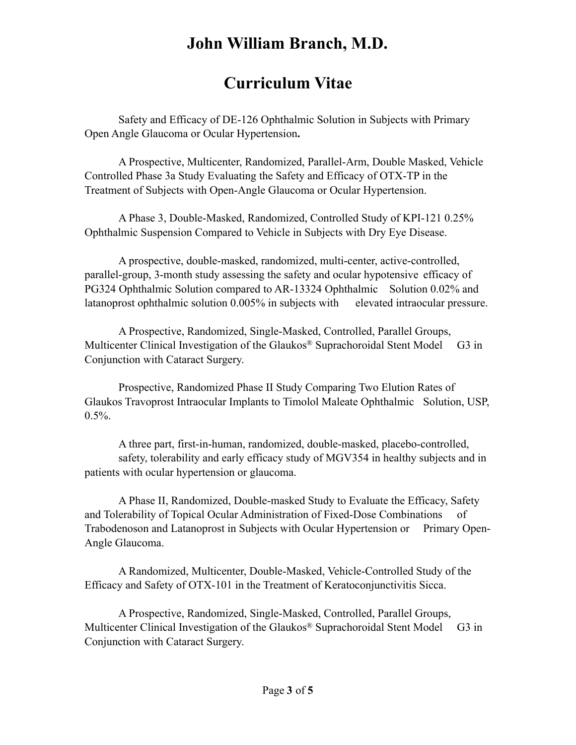Safety and Efficacy of DE-126 Ophthalmic Solution in Subjects with Primary Open Angle Glaucoma or Ocular Hypertension**.**

A Prospective, Multicenter, Randomized, Parallel-Arm, Double Masked, Vehicle Controlled Phase 3a Study Evaluating the Safety and Efficacy of OTX-TP in the Treatment of Subjects with Open-Angle Glaucoma or Ocular Hypertension.

A Phase 3, Double-Masked, Randomized, Controlled Study of KPI-121 0.25% Ophthalmic Suspension Compared to Vehicle in Subjects with Dry Eye Disease.

A prospective, double-masked, randomized, multi-center, active-controlled, parallel-group, 3-month study assessing the safety and ocular hypotensive efficacy of PG324 Ophthalmic Solution compared to AR-13324 Ophthalmic Solution 0.02% and latanoprost ophthalmic solution 0.005% in subjects with elevated intraocular pressure.

A Prospective, Randomized, Single-Masked, Controlled, Parallel Groups, Multicenter Clinical Investigation of the Glaukos® Suprachoroidal Stent Model G3 in Conjunction with Cataract Surgery.

Prospective, Randomized Phase II Study Comparing Two Elution Rates of Glaukos Travoprost Intraocular Implants to Timolol Maleate Ophthalmic Solution, USP, 0.5%.

A three part, first-in-human, randomized, double-masked, placebo-controlled, safety, tolerability and early efficacy study of MGV354 in healthy subjects and in patients with ocular hypertension or glaucoma.

A Phase II, Randomized, Double-masked Study to Evaluate the Efficacy, Safety and Tolerability of Topical Ocular Administration of Fixed-Dose Combinations of Trabodenoson and Latanoprost in Subjects with Ocular Hypertension or Primary Open-Angle Glaucoma.

A Randomized, Multicenter, Double-Masked, Vehicle-Controlled Study of the Efficacy and Safety of OTX-101 in the Treatment of Keratoconjunctivitis Sicca.

A Prospective, Randomized, Single-Masked, Controlled, Parallel Groups, Multicenter Clinical Investigation of the Glaukos® Suprachoroidal Stent Model G3 in Conjunction with Cataract Surgery.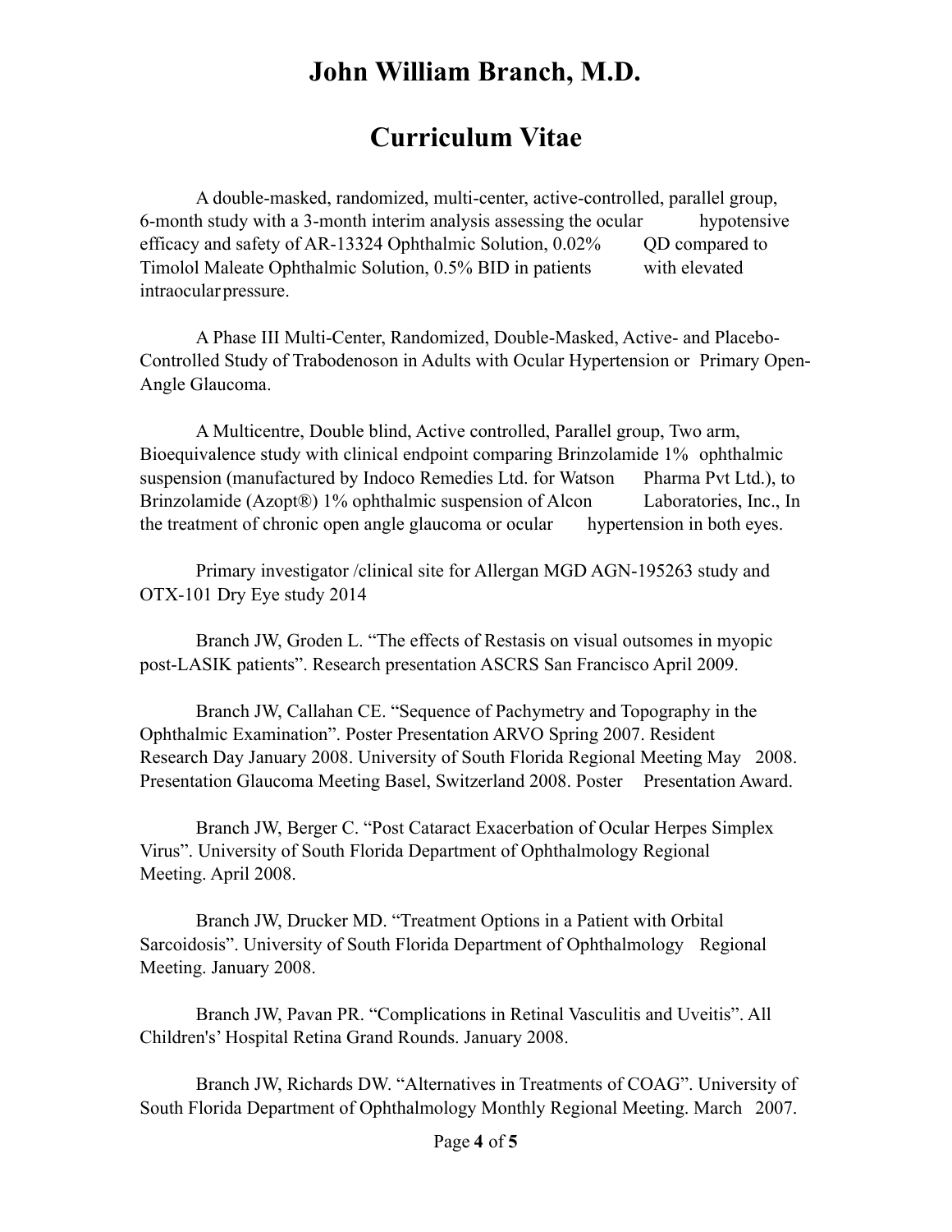# John William Branch, M.D.

# Curriculum Vitae

A double-masked, randomized, multi-center, active-controlled, parallel group, 6-month study with a 3-month interim analysis assessing the ocular hypotensive efficacy and safety of AR-13324 Ophthalmic Solution, 0.02% QD compared to Timolol Maleate Ophthalmic Solution, 0.5% BID in patients with elevated intraocular pressure.

A Phase III Multi-Center, Randomized, Double-Masked, Active- and Placebo-Controlled Study of Trabodenoson in Adults with Ocular Hypertension or Primary Open-Angle Glaucoma.

A Multicentre, Double blind, Active controlled, Parallel group, Two arm, Bioequivalence study with clinical endpoint comparing Brinzolamide 1% ophthalmic suspension (manufactured by Indoco Remedies Ltd. for Watson Pharma Pvt Ltd.), to Brinzolamide (Azopt®) 1% ophthalmic suspension of Alcon Laboratories, Inc., In the treatment of chronic open angle glaucoma or ocular hypertension in both eyes.

Primary investigator /clinical site for Allergan MGD AGN-195263 study and OTX-101 Dry Eye study 2014

Branch JW, Groden L. "The effects of Restasis on visual outsomes in myopic post-LASIK patients". Research presentation ASCRS San Francisco April 2009.

Branch JW, Callahan CE. "Sequence of Pachymetry and Topography in the Ophthalmic Examination". Poster Presentation ARVO Spring 2007. Resident Research Day January 2008. University of South Florida Regional Meeting May 2008. Presentation Glaucoma Meeting Basel, Switzerland 2008. Poster Presentation Award.

Branch JW, Berger C. "Post Cataract Exacerbation of Ocular Herpes Simplex Virus". University of South Florida Department of Ophthalmology Regional Meeting. April 2008.

Branch JW, Drucker MD. "Treatment Options in a Patient with Orbital Sarcoidosis". University of South Florida Department of Ophthalmology Regional Meeting. January 2008.

Branch JW, Pavan PR. "Complications in Retinal Vasculitis and Uveitis". All Children's' Hospital Retina Grand Rounds. January 2008.

Branch JW, Richards DW. "Alternatives in Treatments of COAG". University of South Florida Department of Ophthalmology Monthly Regional Meeting. March 2007.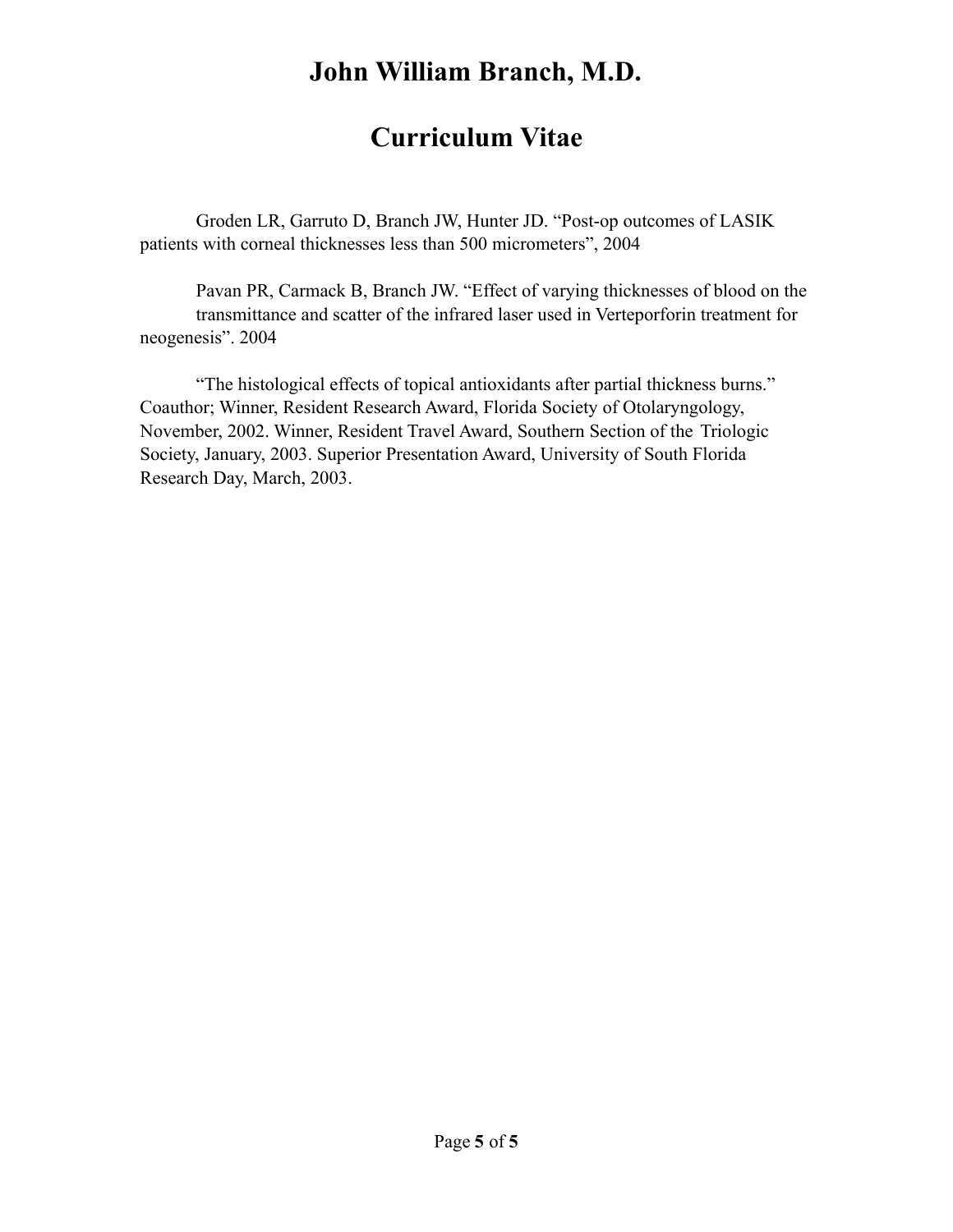# John William Branch, M.D.

# Curriculum Vitae

Groden LR, Garruto D, Branch JW, Hunter JD. "Post-op outcomes of LASIK patients with corneal thicknesses less than 500 micrometers", 2004

Pavan PR, Carmack B, Branch JW. "Effect of varying thicknesses of blood on the transmittance and scatter of the infrared laser used in Verteporforin treatment for neogenesis". 2004

"The histological effects of topical antioxidants after partial thickness burns." Coauthor; Winner, Resident Research Award, Florida Society of Otolaryngology, November, 2002. Winner, Resident Travel Award, Southern Section of the Triologic Society, January, 2003. Superior Presentation Award, University of South Florida Research Day, March, 2003.